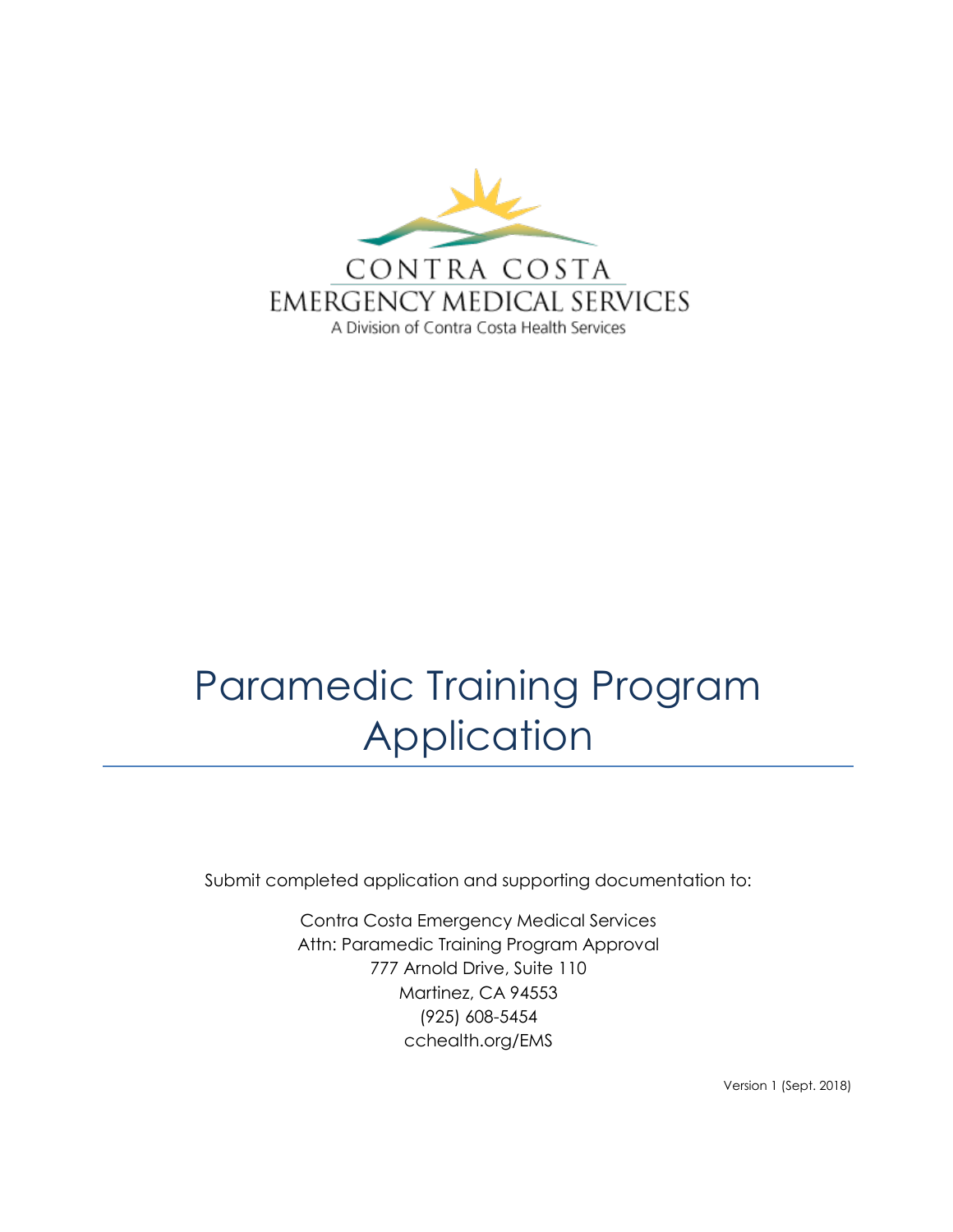CONTRA COSTA
EMERGENCY MEDICAL SERVICES
A Division of Contra Costa Health Services

# Paramedic Training Program Application

Submit completed application and supporting documentation to:

Contra Costa Emergency Medical Services
Attn: Paramedic Training Program Approval
777 Arnold Drive, Suite 110
Martinez, CA 94553
(925) 608-5454
cchealth.org/EMS

Version 1 (Sept. 2018)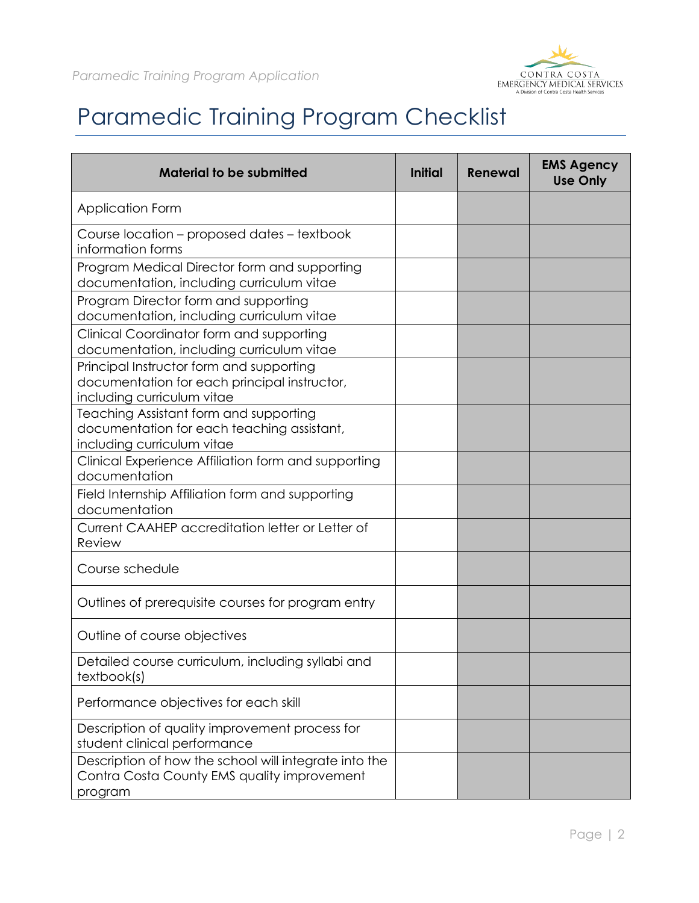# Paramedic Training Program Checklist

| Material to be submitted | Initial | Renewal | EMS Agency Use Only |
|---|---|---|---|
| Application Form | | | |
| Course location – proposed dates – textbook information forms | | | |
| Program Medical Director form and supporting documentation, including curriculum vitae | | | |
| Program Director form and supporting documentation, including curriculum vitae | | | |
| Clinical Coordinator form and supporting documentation, including curriculum vitae | | | |
| Principal Instructor form and supporting documentation for each principal instructor, including curriculum vitae | | | |
| Teaching Assistant form and supporting documentation for each teaching assistant, including curriculum vitae | | | |
| Clinical Experience Affiliation form and supporting documentation | | | |
| Field Internship Affiliation form and supporting documentation | | | |
| Current CAAHEP accreditation letter or Letter of Review | | | |
| Course schedule | | | |
| Outlines of prerequisite courses for program entry | | | |
| Outline of course objectives | | | |
| Detailed course curriculum, including syllabi and textbook(s) | | | |
| Performance objectives for each skill | | | |
| Description of quality improvement process for student clinical performance | | | |
| Description of how the school will integrate into the Contra Costa County EMS quality improvement program | | | |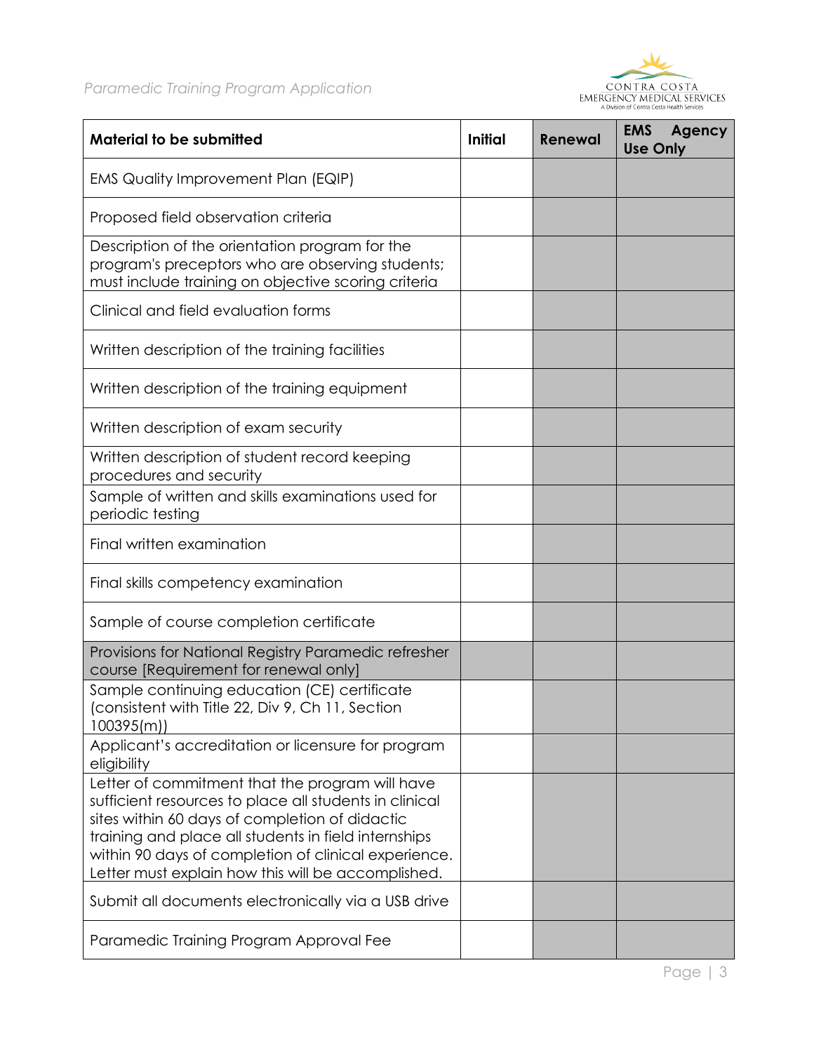| Material to be submitted | Initial | Renewal | EMS Agency Use Only |
|---|---|---|---|
| EMS Quality Improvement Plan (EQIP) | | | |
| Proposed field observation criteria | | | |
| Description of the orientation program for the program's preceptors who are observing students; must include training on objective scoring criteria | | | |
| Clinical and field evaluation forms | | | |
| Written description of the training facilities | | | |
| Written description of the training equipment | | | |
| Written description of exam security | | | |
| Written description of student record keeping procedures and security | | | |
| Sample of written and skills examinations used for periodic testing | | | |
| Final written examination | | | |
| Final skills competency examination | | | |
| Sample of course completion certificate | | | |
| Provisions for National Registry Paramedic refresher course [Requirement for renewal only] | | | |
| Sample continuing education (CE) certificate (consistent with Title 22, Div 9, Ch 11, Section 100395(m)) | | | |
| Applicant's accreditation or licensure for program eligibility | | | |
| Letter of commitment that the program will have sufficient resources to place all students in clinical sites within 60 days of completion of didactic training and place all students in field internships within 90 days of completion of clinical experience. Letter must explain how this will be accomplished. | | | |
| Submit all documents electronically via a USB drive | | | |
| Paramedic Training Program Approval Fee | | | |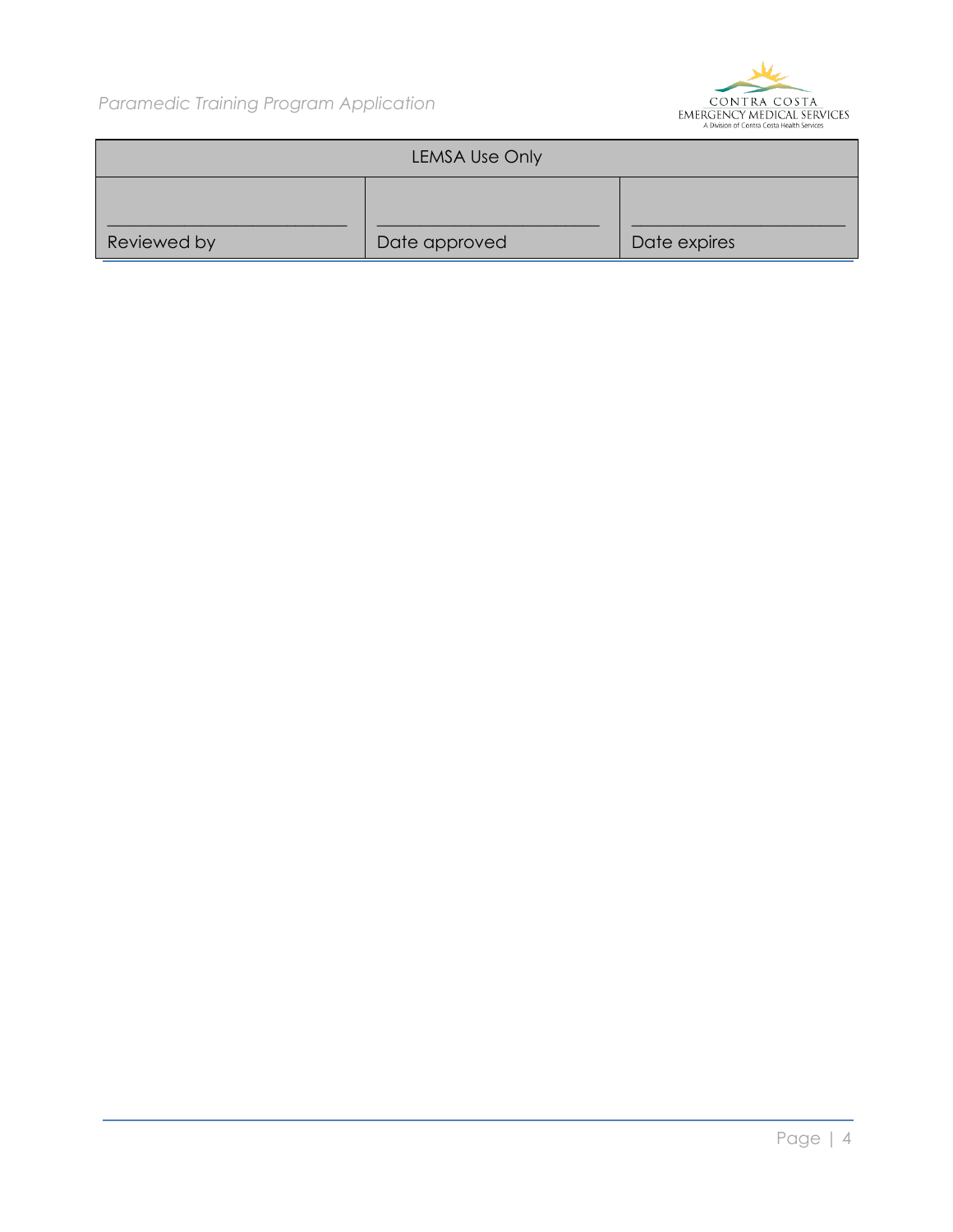| LEMSA Use Only | | |
| --- | --- | --- |
| ______________________ Reviewed by | ______________________ Date approved | ______________________ Date expires |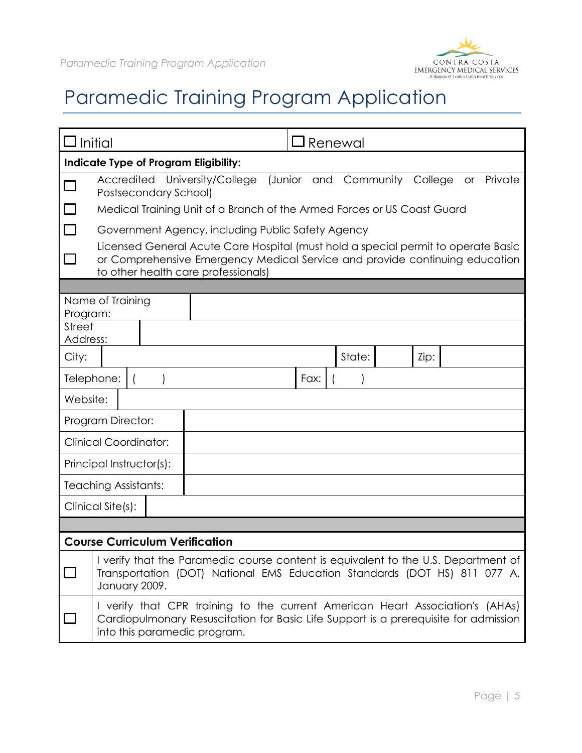# Paramedic Training Program Application

| ☐ Initial | ☐ Renewal |
|---|---|

**Indicate Type of Program Eligibility:**

| | |
|---|---|
| ☐ | Accredited University/College (Junior and Community College or Private Postsecondary School) |
| ☐ | Medical Training Unit of a Branch of the Armed Forces or US Coast Guard |
| ☐ | Government Agency, including Public Safety Agency |
| ☐ | Licensed General Acute Care Hospital (must hold a special permit to operate Basic or Comprehensive Emergency Medical Service and provide continuing education to other health care professionals) |

| | | | | | |
|---|---|---|---|---|---|
| Name of Training Program: | | | | | |
| Street Address: | | | | | |
| City: | | State: | | Zip: | |
| Telephone: | ( ) | Fax: | ( ) | | |
| Website: | | | | | |
| Program Director: | | | | | |
| Clinical Coordinator: | | | | | |
| Principal Instructor(s): | | | | | |
| Teaching Assistants: | | | | | |
| Clinical Site(s): | | | | | |

**Course Curriculum Verification**

| | |
|---|---|
| ☐ | I verify that the Paramedic course content is equivalent to the U.S. Department of Transportation (DOT) National EMS Education Standards (DOT HS) 811 077 A, January 2009. |
| ☐ | I verify that CPR training to the current American Heart Association's (AHAs) Cardiopulmonary Resuscitation for Basic Life Support is a prerequisite for admission into this paramedic program. |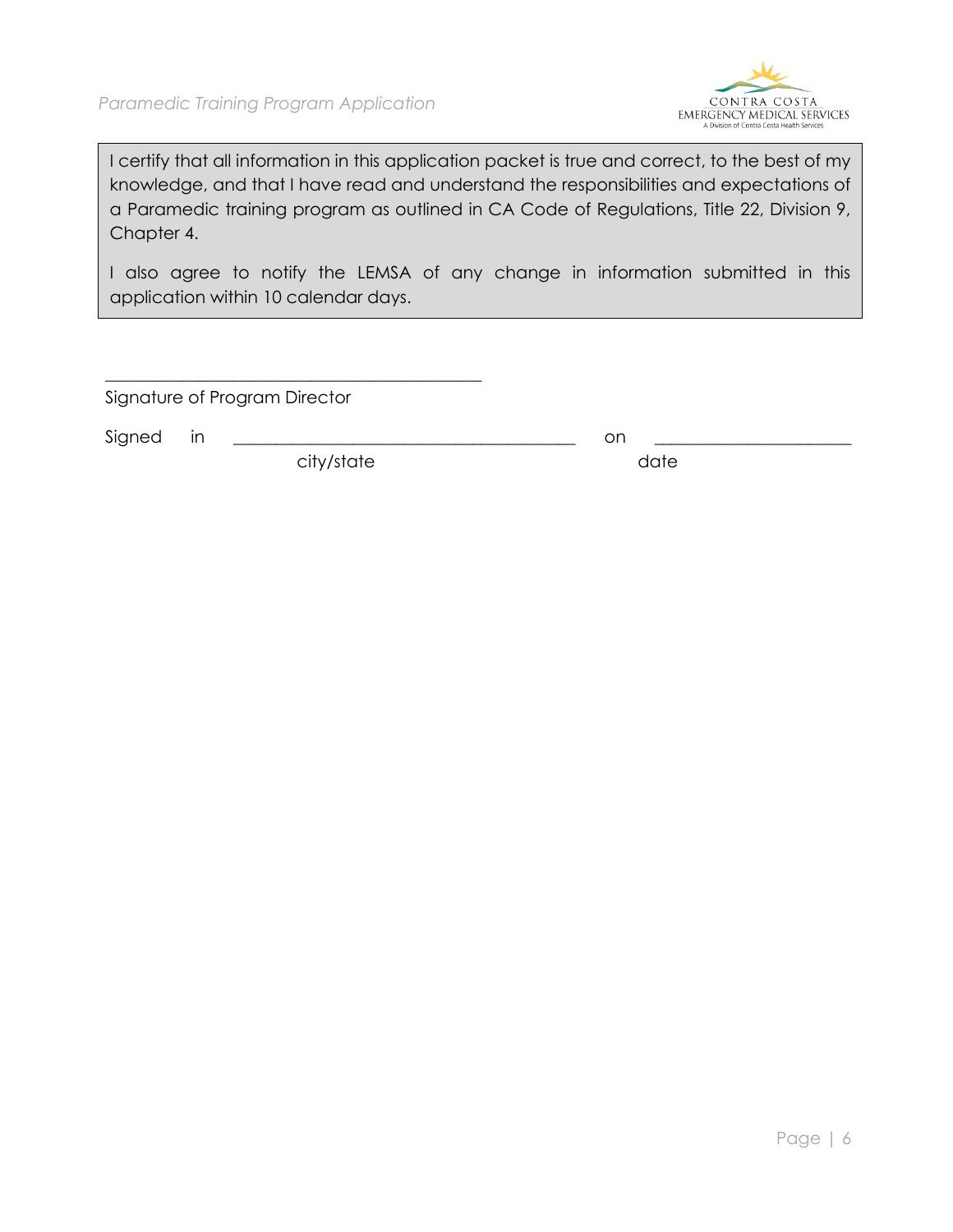I certify that all information in this application packet is true and correct, to the best of my knowledge, and that I have read and understand the responsibilities and expectations of a Paramedic training program as outlined in CA Code of Regulations, Title 22, Division 9, Chapter 4.

I also agree to notify the LEMSA of any change in information submitted in this application within 10 calendar days.

______________________________________________

Signature of Program Director

Signed in ________________________________________ on ______________________

city/state date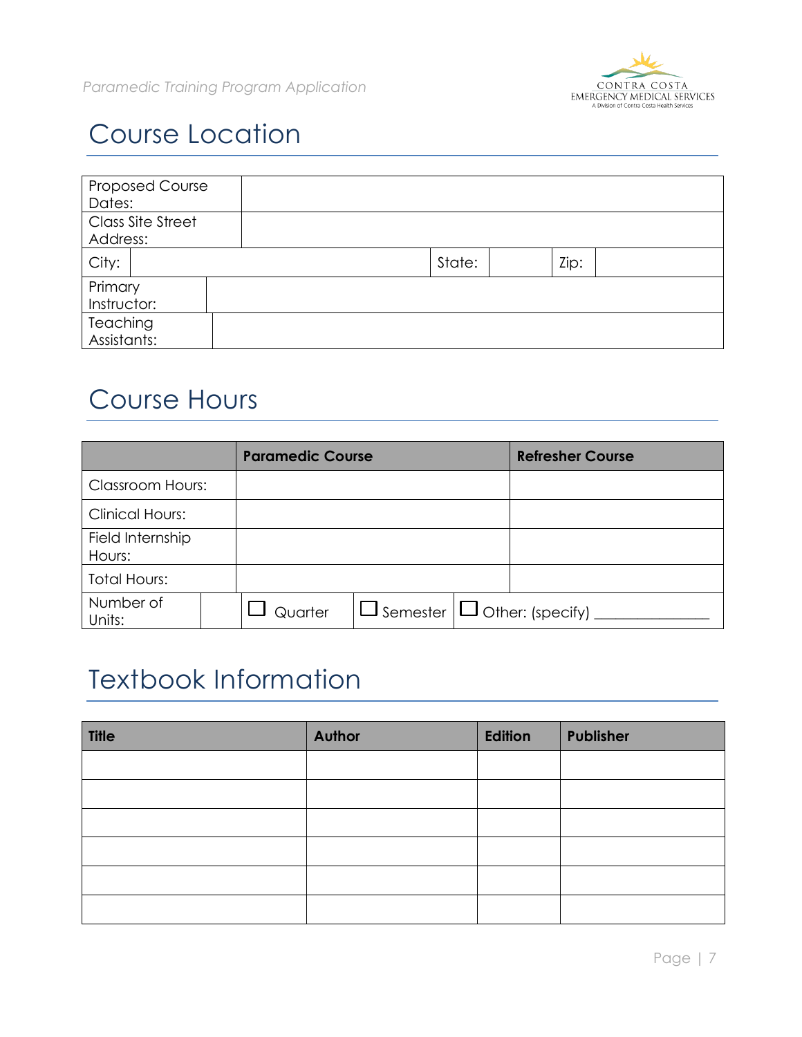## Course Location

| Proposed Course Dates: | | | | | |
|---|---|---|---|---|---|
| Class Site Street Address: | | | | | |
| City: | | State: | | Zip: | |
| Primary Instructor: | | | | | |
| Teaching Assistants: | | | | | |

## Course Hours

| | Paramedic Course | Refresher Course |
|---|---|---|
| Classroom Hours: | | |
| Clinical Hours: | | |
| Field Internship Hours: | | |
| Total Hours: | | |
| Number of Units: | ☐ Quarter ☐ Semester | ☐ Other: (specify) _______________ |

## Textbook Information

| Title | Author | Edition | Publisher |
|---|---|---|---|
| | | | |
| | | | |
| | | | |
| | | | |
| | | | |
| | | | |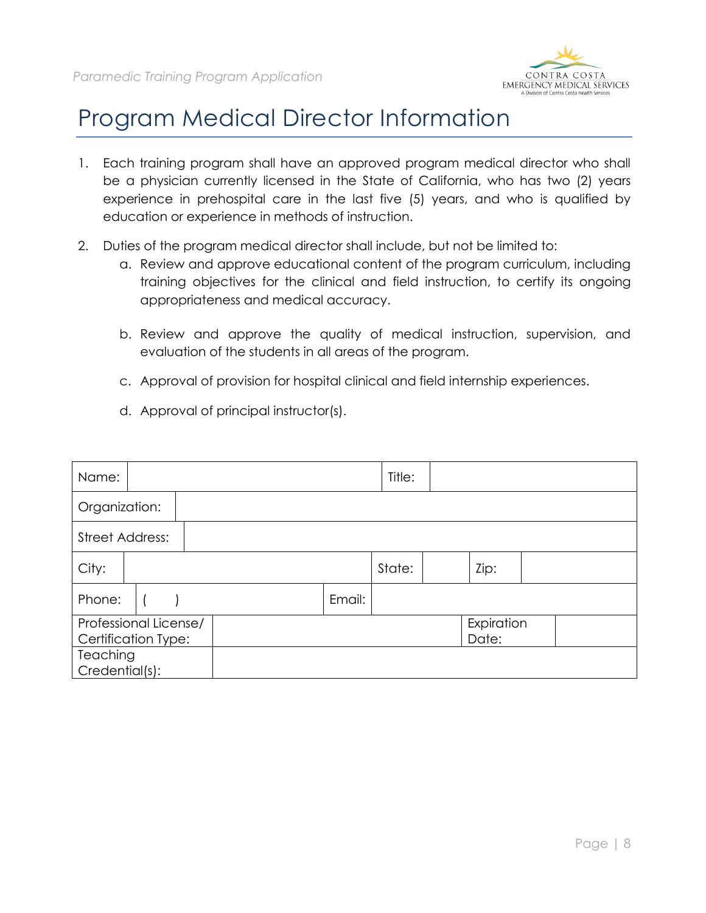# Program Medical Director Information

1. Each training program shall have an approved program medical director who shall be a physician currently licensed in the State of California, who has two (2) years experience in prehospital care in the last five (5) years, and who is qualified by education or experience in methods of instruction.

2. Duties of the program medical director shall include, but not be limited to:
   a. Review and approve educational content of the program curriculum, including training objectives for the clinical and field instruction, to certify its ongoing appropriateness and medical accuracy.

   b. Review and approve the quality of medical instruction, supervision, and evaluation of the students in all areas of the program.

   c. Approval of provision for hospital clinical and field internship experiences.

   d. Approval of principal instructor(s).

| Name: | | Title: | | | |
|---|---|---|---|---|---|
| Organization: | | | | | |
| Street Address: | | | | | |
| City: | | State: | | Zip: | |
| Phone: | (    ) | Email: | | | |
| Professional License/ Certification Type: | | | | Expiration Date: | |
| Teaching Credential(s): | | | | | |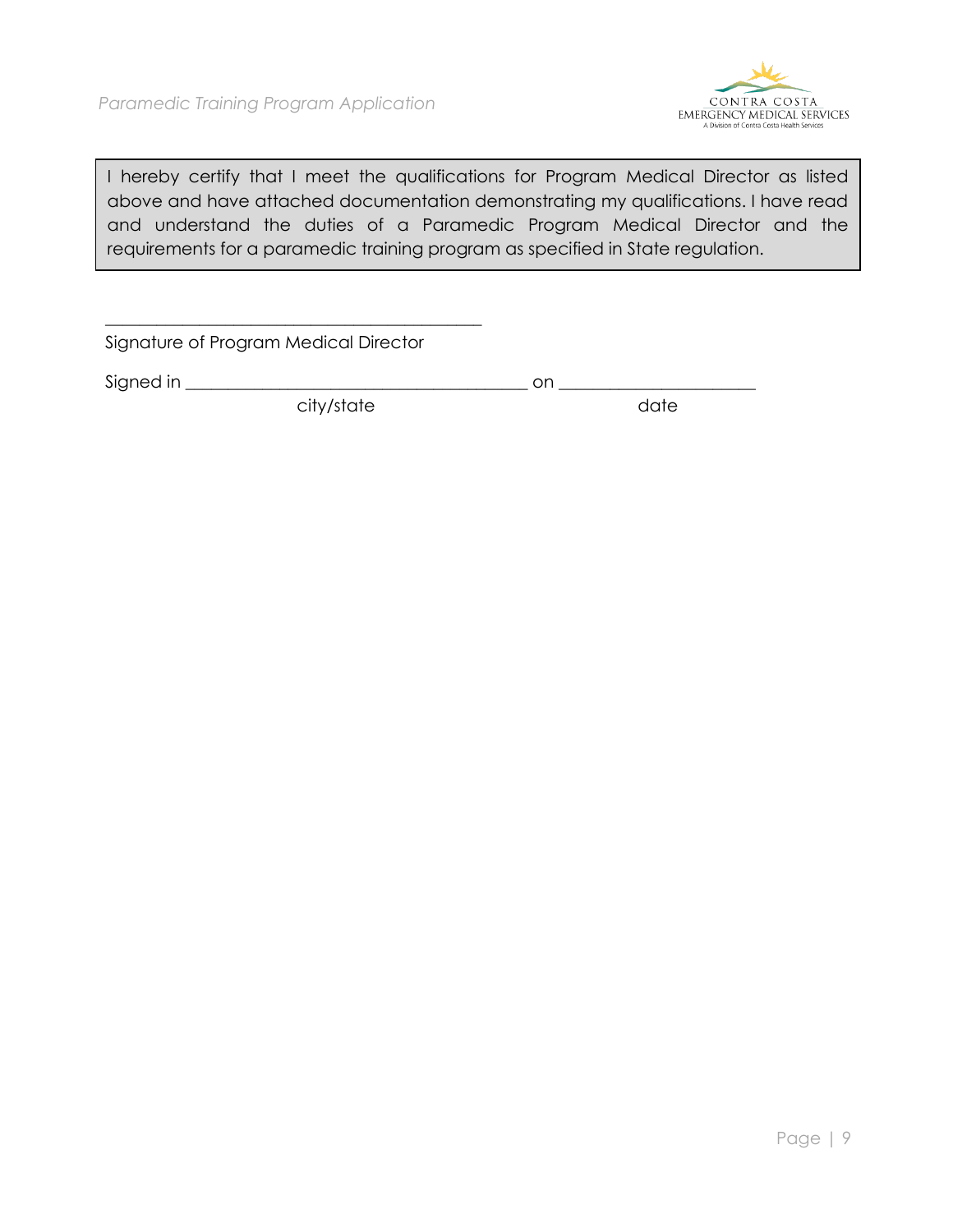I hereby certify that I meet the qualifications for Program Medical Director as listed above and have attached documentation demonstrating my qualifications. I have read and understand the duties of a Paramedic Program Medical Director and the requirements for a paramedic training program as specified in State regulation.

_____________________________________________

Signature of Program Medical Director

Signed in ________________________________________ on ______________________

city/state date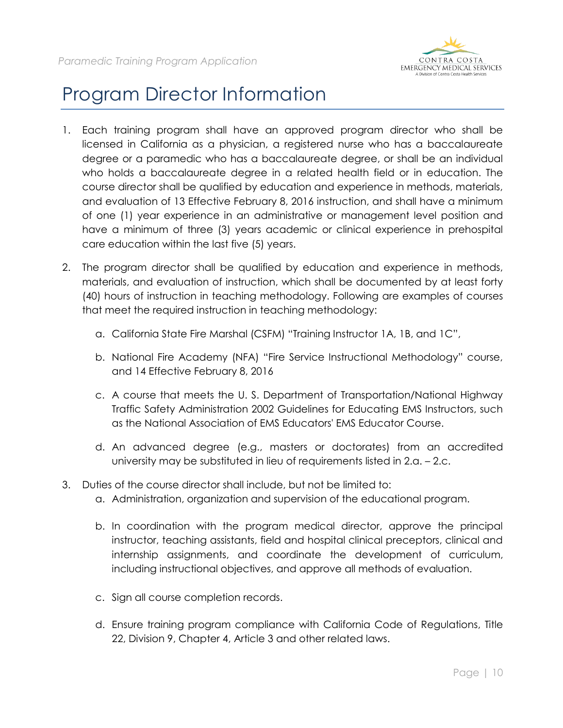# Program Director Information

1. Each training program shall have an approved program director who shall be licensed in California as a physician, a registered nurse who has a baccalaureate degree or a paramedic who has a baccalaureate degree, or shall be an individual who holds a baccalaureate degree in a related health field or in education. The course director shall be qualified by education and experience in methods, materials, and evaluation of 13 Effective February 8, 2016 instruction, and shall have a minimum of one (1) year experience in an administrative or management level position and have a minimum of three (3) years academic or clinical experience in prehospital care education within the last five (5) years.

2. The program director shall be qualified by education and experience in methods, materials, and evaluation of instruction, which shall be documented by at least forty (40) hours of instruction in teaching methodology. Following are examples of courses that meet the required instruction in teaching methodology:

   a. California State Fire Marshal (CSFM) "Training Instructor 1A, 1B, and 1C",

   b. National Fire Academy (NFA) "Fire Service Instructional Methodology" course, and 14 Effective February 8, 2016

   c. A course that meets the U. S. Department of Transportation/National Highway Traffic Safety Administration 2002 Guidelines for Educating EMS Instructors, such as the National Association of EMS Educators' EMS Educator Course.

   d. An advanced degree (e.g., masters or doctorates) from an accredited university may be substituted in lieu of requirements listed in 2.a. – 2.c.

3. Duties of the course director shall include, but not be limited to:

   a. Administration, organization and supervision of the educational program.

   b. In coordination with the program medical director, approve the principal instructor, teaching assistants, field and hospital clinical preceptors, clinical and internship assignments, and coordinate the development of curriculum, including instructional objectives, and approve all methods of evaluation.

   c. Sign all course completion records.

   d. Ensure training program compliance with California Code of Regulations, Title 22, Division 9, Chapter 4, Article 3 and other related laws.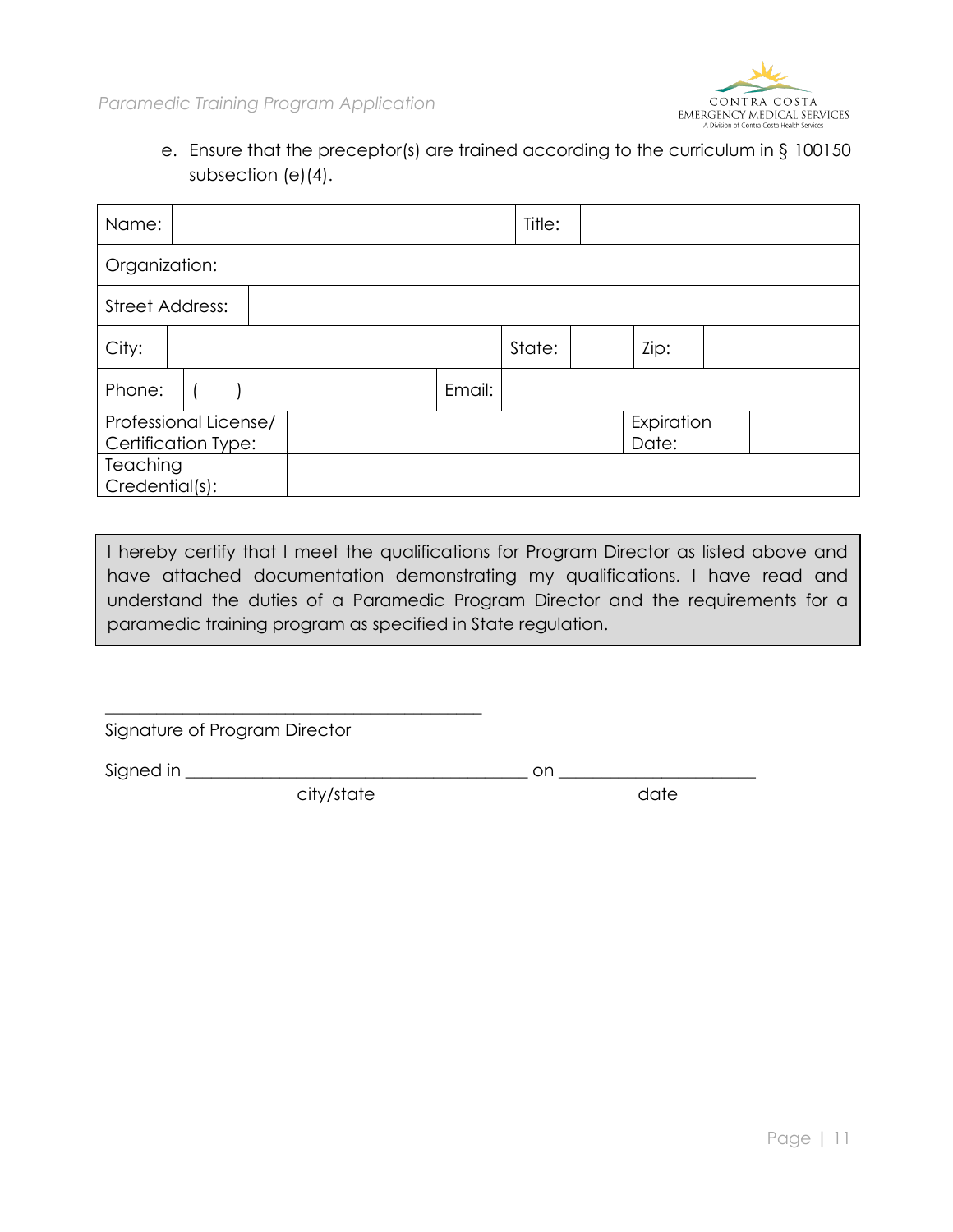e. Ensure that the preceptor(s) are trained according to the curriculum in § 100150 subsection (e)(4).

| Name: | | Title: | | | |
|---|---|---|---|---|---|
| Organization: | | | | | |
| Street Address: | | | | | |
| City: | | State: | | Zip: | |
| Phone: | (    ) | Email: | | | |
| Professional License/ Certification Type: | | | | Expiration Date: | |
| Teaching Credential(s): | | | | | |

I hereby certify that I meet the qualifications for Program Director as listed above and have attached documentation demonstrating my qualifications. I have read and understand the duties of a Paramedic Program Director and the requirements for a paramedic training program as specified in State regulation.

\_\_\_\_\_\_\_\_\_\_\_\_\_\_\_\_\_\_\_\_\_\_\_\_\_\_\_\_\_\_\_\_\_\_\_\_\_\_\_\_\_\_\_\_

Signature of Program Director

Signed in \_\_\_\_\_\_\_\_\_\_\_\_\_\_\_\_\_\_\_\_\_\_\_\_\_\_\_\_\_\_\_\_\_\_\_\_\_\_\_\_ on \_\_\_\_\_\_\_\_\_\_\_\_\_\_\_\_\_\_\_\_\_\_\_

city/state                                        date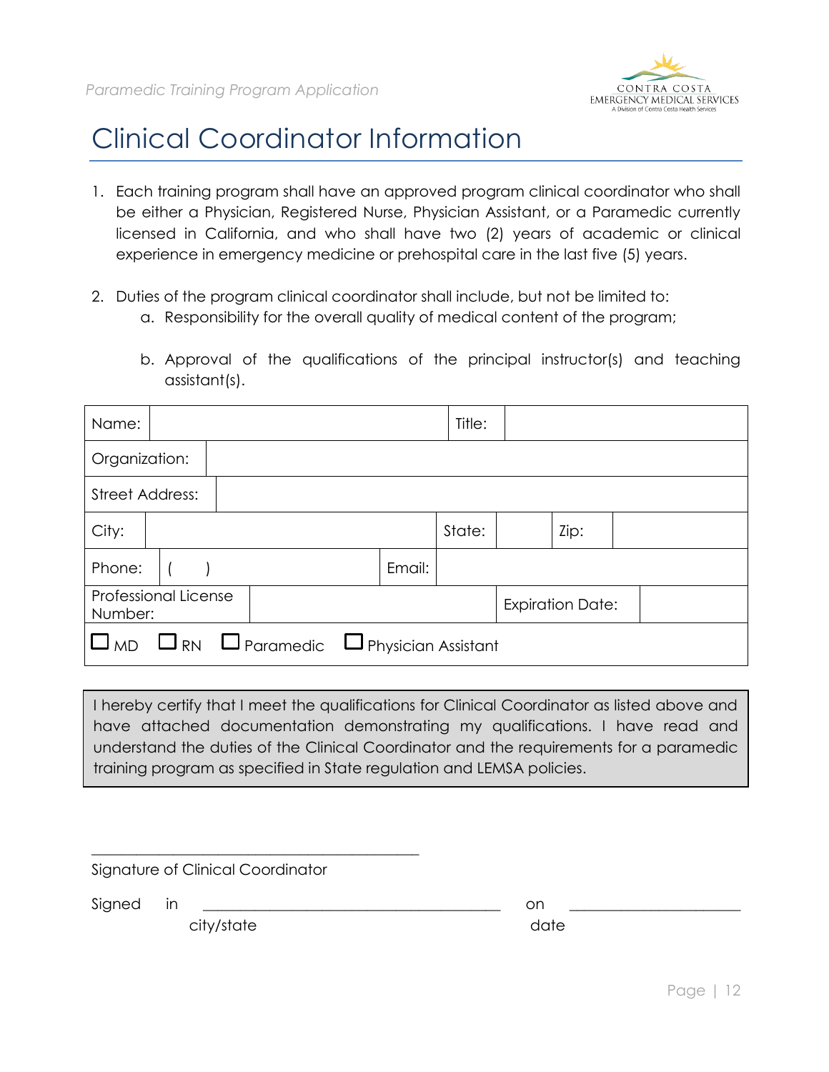# Clinical Coordinator Information

1. Each training program shall have an approved program clinical coordinator who shall be either a Physician, Registered Nurse, Physician Assistant, or a Paramedic currently licensed in California, and who shall have two (2) years of academic or clinical experience in emergency medicine or prehospital care in the last five (5) years.

2. Duties of the program clinical coordinator shall include, but not be limited to:
   a. Responsibility for the overall quality of medical content of the program;
   b. Approval of the qualifications of the principal instructor(s) and teaching assistant(s).

| Name: | | Title: | | | |
|---|---|---|---|---|---|
| Organization: | | | | | |
| Street Address: | | | | | |
| City: | | State: | | Zip: | |
| Phone: | (   ) | Email: | | | |
| Professional License Number: | | Expiration Date: | | | |
| ☐ MD ☐ RN ☐ Paramedic ☐ Physician Assistant | | | | | |

I hereby certify that I meet the qualifications for Clinical Coordinator as listed above and have attached documentation demonstrating my qualifications. I have read and understand the duties of the Clinical Coordinator and the requirements for a paramedic training program as specified in State regulation and LEMSA policies.

_______________________________________
Signature of Clinical Coordinator

Signed in _______________________________ on ____________________
city/state date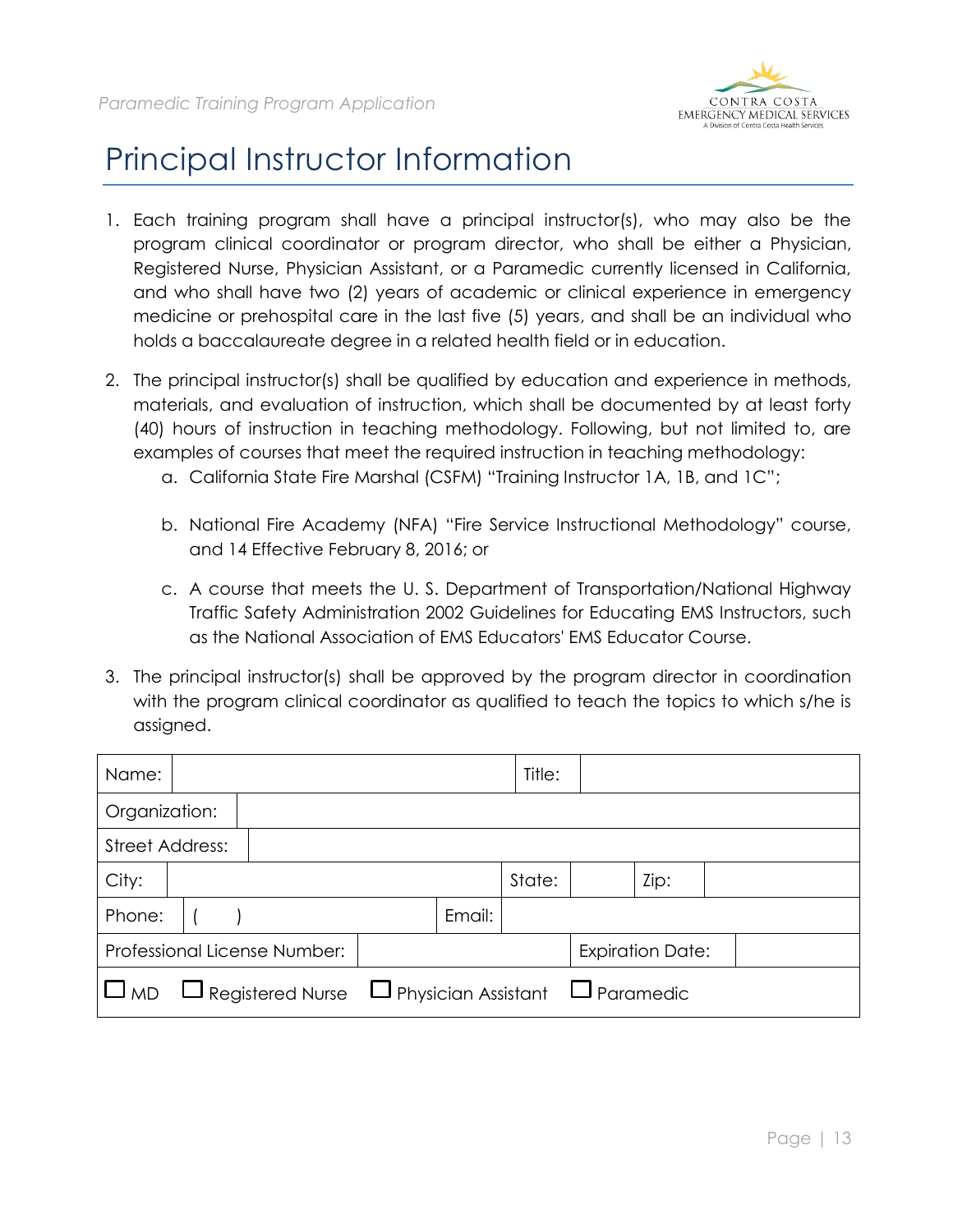# Principal Instructor Information

1. Each training program shall have a principal instructor(s), who may also be the program clinical coordinator or program director, who shall be either a Physician, Registered Nurse, Physician Assistant, or a Paramedic currently licensed in California, and who shall have two (2) years of academic or clinical experience in emergency medicine or prehospital care in the last five (5) years, and shall be an individual who holds a baccalaureate degree in a related health field or in education.

2. The principal instructor(s) shall be qualified by education and experience in methods, materials, and evaluation of instruction, which shall be documented by at least forty (40) hours of instruction in teaching methodology. Following, but not limited to, are examples of courses that meet the required instruction in teaching methodology:
   a. California State Fire Marshal (CSFM) "Training Instructor 1A, 1B, and 1C";

   b. National Fire Academy (NFA) "Fire Service Instructional Methodology" course, and 14 Effective February 8, 2016; or

   c. A course that meets the U. S. Department of Transportation/National Highway Traffic Safety Administration 2002 Guidelines for Educating EMS Instructors, such as the National Association of EMS Educators' EMS Educator Course.

3. The principal instructor(s) shall be approved by the program director in coordination with the program clinical coordinator as qualified to teach the topics to which s/he is assigned.

| Name: | | Title: | | | |
|---|---|---|---|---|---|
| Organization: | | | | | |
| Street Address: | | | | | |
| City: | | State: | | Zip: | |
| Phone: | ( ) | Email: | | | |
| Professional License Number: | | Expiration Date: | | | |
| ☐ MD | ☐ Registered Nurse | ☐ Physician Assistant | ☐ Paramedic | | |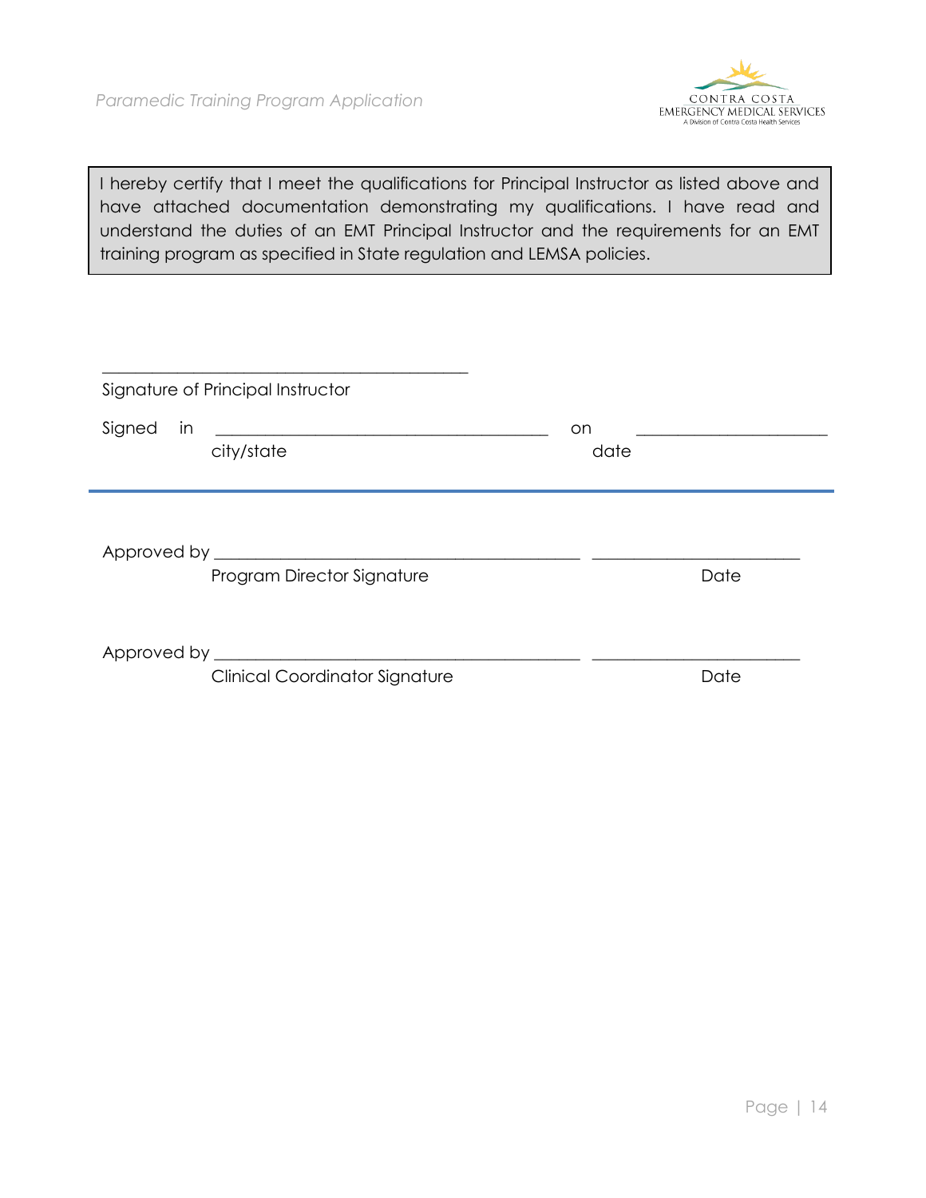> I hereby certify that I meet the qualifications for Principal Instructor as listed above and have attached documentation demonstrating my qualifications. I have read and understand the duties of an EMT Principal Instructor and the requirements for an EMT training program as specified in State regulation and LEMSA policies.

\_\_\_\_\_\_\_\_\_\_\_\_\_\_\_\_\_\_\_\_\_\_\_\_\_\_\_\_\_\_\_\_\_\_\_\_\_\_\_\_\_\_\_\_

Signature of Principal Instructor

Signed in \_\_\_\_\_\_\_\_\_\_\_\_\_\_\_\_\_\_\_\_\_\_\_\_\_\_\_\_\_\_\_\_\_\_\_\_\_\_\_\_ on \_\_\_\_\_\_\_\_\_\_\_\_\_\_\_\_\_\_\_\_\_\_\_
city/state date

---

Approved by \_\_\_\_\_\_\_\_\_\_\_\_\_\_\_\_\_\_\_\_\_\_\_\_\_\_\_\_\_\_\_\_\_\_\_\_\_\_\_\_\_\_\_\_ \_\_\_\_\_\_\_\_\_\_\_\_\_\_\_\_\_\_\_\_\_\_\_\_\_
Program Director Signature Date

Approved by \_\_\_\_\_\_\_\_\_\_\_\_\_\_\_\_\_\_\_\_\_\_\_\_\_\_\_\_\_\_\_\_\_\_\_\_\_\_\_\_\_\_\_\_ \_\_\_\_\_\_\_\_\_\_\_\_\_\_\_\_\_\_\_\_\_\_\_\_\_
Clinical Coordinator Signature Date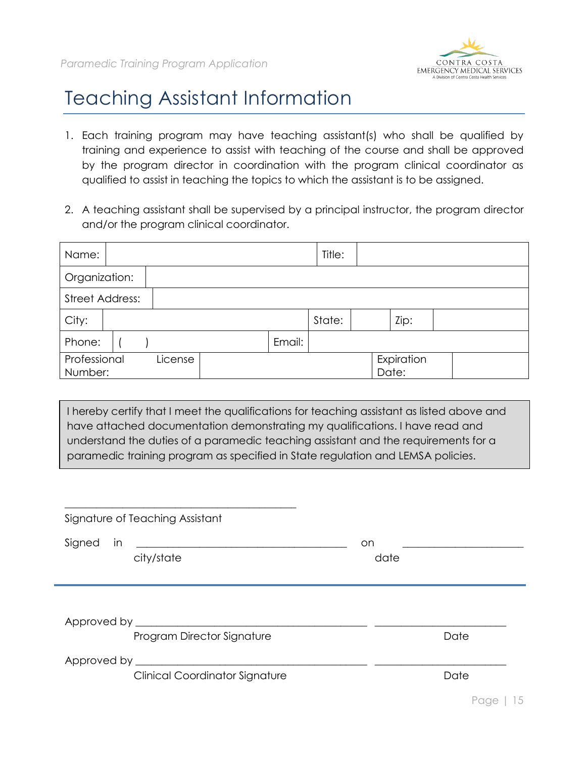# Teaching Assistant Information

1. Each training program may have teaching assistant(s) who shall be qualified by training and experience to assist with teaching of the course and shall be approved by the program director in coordination with the program clinical coordinator as qualified to assist in teaching the topics to which the assistant is to be assigned.

2. A teaching assistant shall be supervised by a principal instructor, the program director and/or the program clinical coordinator.

| Name: | | Title: | | | |
|---|---|---|---|---|---|
| Organization: | | | | | |
| Street Address: | | | | | |
| City: | | State: | | Zip: | |
| Phone: | (    ) | Email: | | | |
| Professional License Number: | | | Expiration Date: | | |

I hereby certify that I meet the qualifications for teaching assistant as listed above and have attached documentation demonstrating my qualifications. I have read and understand the duties of a paramedic teaching assistant and the requirements for a paramedic training program as specified in State regulation and LEMSA policies.

\_\_\_\_\_\_\_\_\_\_\_\_\_\_\_\_\_\_\_\_\_\_\_\_\_\_\_\_\_\_\_\_\_\_\_\_\_\_\_\_\_\_\_\_

Signature of Teaching Assistant

Signed in \_\_\_\_\_\_\_\_\_\_\_\_\_\_\_\_\_\_\_\_\_\_\_\_\_\_\_\_\_\_\_\_\_\_\_\_\_\_\_ on \_\_\_\_\_\_\_\_\_\_\_\_\_\_\_\_\_\_\_\_\_\_

city/state date

---

Approved by \_\_\_\_\_\_\_\_\_\_\_\_\_\_\_\_\_\_\_\_\_\_\_\_\_\_\_\_\_\_\_\_\_\_\_\_\_\_\_\_\_\_ \_\_\_\_\_\_\_\_\_\_\_\_\_\_\_\_\_\_\_\_\_\_\_\_

Program Director Signature Date

Approved by \_\_\_\_\_\_\_\_\_\_\_\_\_\_\_\_\_\_\_\_\_\_\_\_\_\_\_\_\_\_\_\_\_\_\_\_\_\_\_\_\_\_ \_\_\_\_\_\_\_\_\_\_\_\_\_\_\_\_\_\_\_\_\_\_\_\_

Clinical Coordinator Signature Date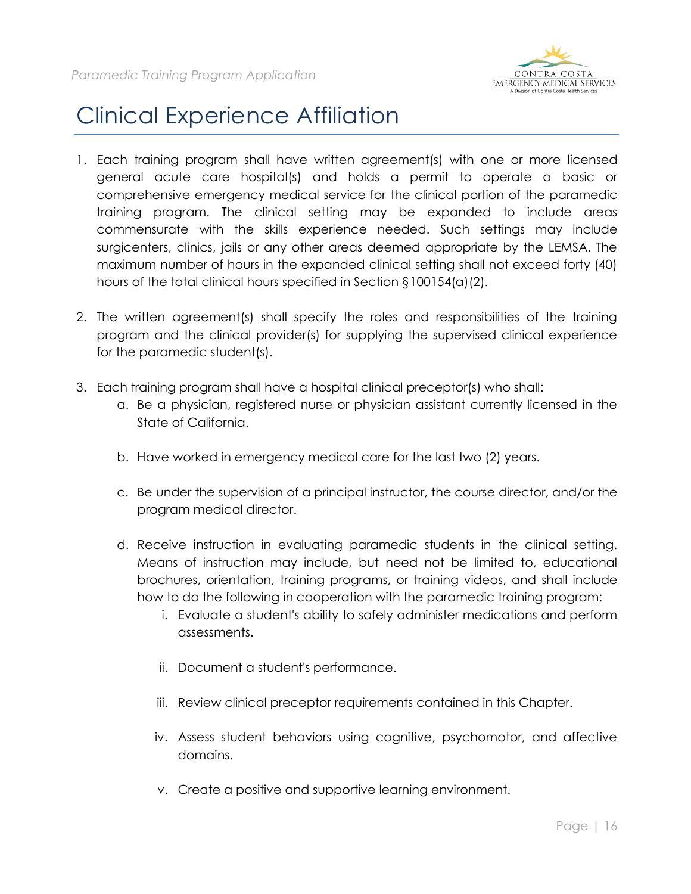# Clinical Experience Affiliation

1. Each training program shall have written agreement(s) with one or more licensed general acute care hospital(s) and holds a permit to operate a basic or comprehensive emergency medical service for the clinical portion of the paramedic training program. The clinical setting may be expanded to include areas commensurate with the skills experience needed. Such settings may include surgicenters, clinics, jails or any other areas deemed appropriate by the LEMSA. The maximum number of hours in the expanded clinical setting shall not exceed forty (40) hours of the total clinical hours specified in Section §100154(a)(2).

2. The written agreement(s) shall specify the roles and responsibilities of the training program and the clinical provider(s) for supplying the supervised clinical experience for the paramedic student(s).

3. Each training program shall have a hospital clinical preceptor(s) who shall:
   a. Be a physician, registered nurse or physician assistant currently licensed in the State of California.

   b. Have worked in emergency medical care for the last two (2) years.

   c. Be under the supervision of a principal instructor, the course director, and/or the program medical director.

   d. Receive instruction in evaluating paramedic students in the clinical setting. Means of instruction may include, but need not be limited to, educational brochures, orientation, training programs, or training videos, and shall include how to do the following in cooperation with the paramedic training program:
      i. Evaluate a student's ability to safely administer medications and perform assessments.

      ii. Document a student's performance.

      iii. Review clinical preceptor requirements contained in this Chapter.

      iv. Assess student behaviors using cognitive, psychomotor, and affective domains.

      v. Create a positive and supportive learning environment.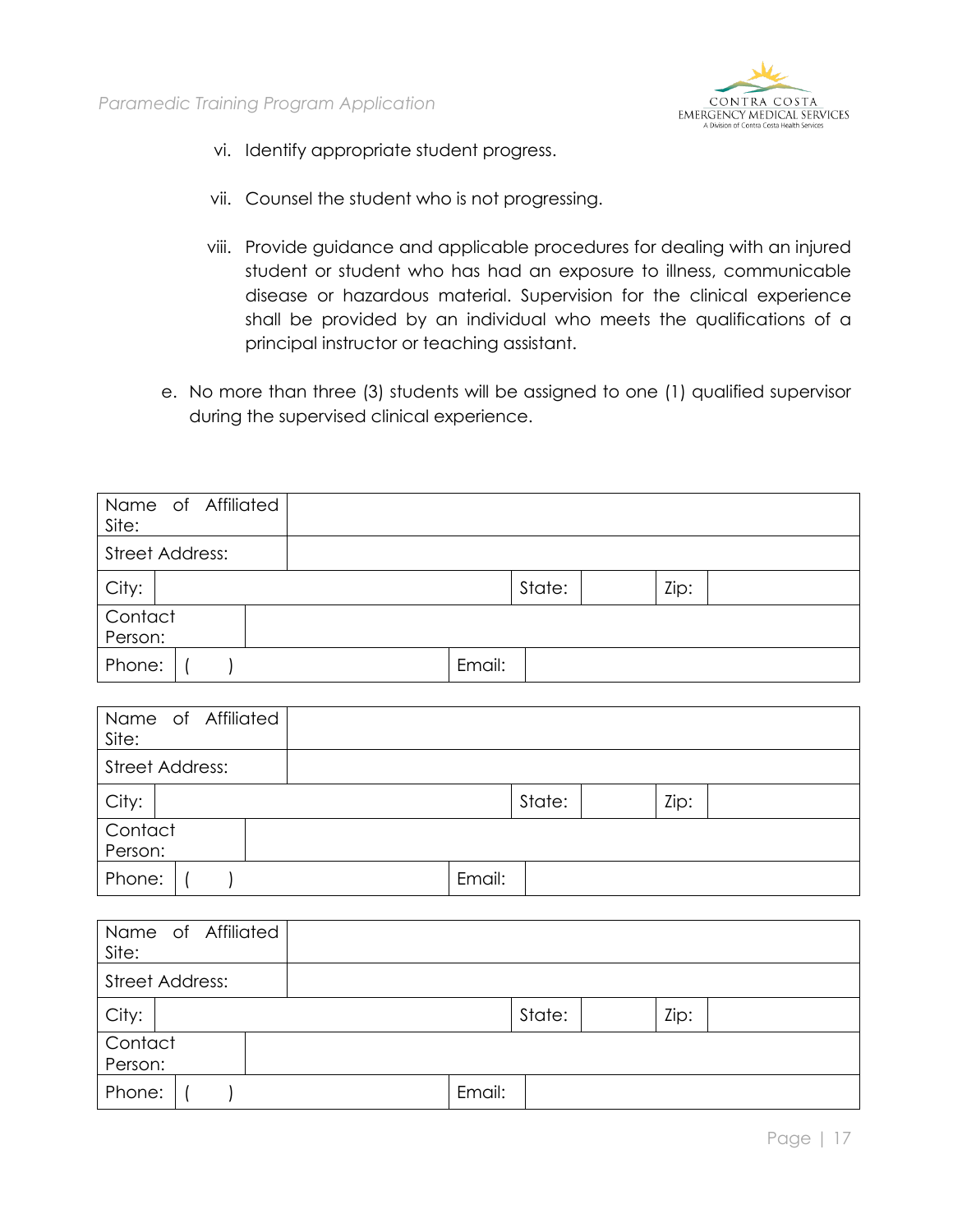vi. Identify appropriate student progress.

vii. Counsel the student who is not progressing.

viii. Provide guidance and applicable procedures for dealing with an injured student or student who has had an exposure to illness, communicable disease or hazardous material. Supervision for the clinical experience shall be provided by an individual who meets the qualifications of a principal instructor or teaching assistant.

e. No more than three (3) students will be assigned to one (1) qualified supervisor during the supervised clinical experience.

| Name of Affiliated Site: | | | | | |
|---|---|---|---|---|---|
| Street Address: | | | | | |
| City: | | State: | | Zip: | |
| Contact Person: | | | | | |
| Phone: | ( ) | Email: | | | |

| Name of Affiliated Site: | | | | | |
|---|---|---|---|---|---|
| Street Address: | | | | | |
| City: | | State: | | Zip: | |
| Contact Person: | | | | | |
| Phone: | ( ) | Email: | | | |

| Name of Affiliated Site: | | | | | |
|---|---|---|---|---|---|
| Street Address: | | | | | |
| City: | | State: | | Zip: | |
| Contact Person: | | | | | |
| Phone: | ( ) | Email: | | | |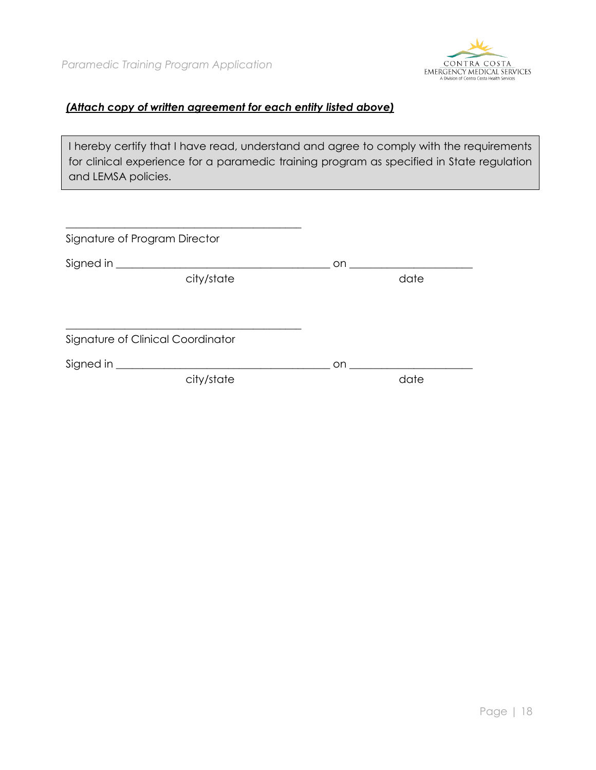***(Attach copy of written agreement for each entity listed above)***

> I hereby certify that I have read, understand and agree to comply with the requirements for clinical experience for a paramedic training program as specified in State regulation and LEMSA policies.

\_\_\_\_\_\_\_\_\_\_\_\_\_\_\_\_\_\_\_\_\_\_\_\_\_\_\_\_\_\_\_\_\_\_\_\_\_\_\_\_\_\_\_\_

Signature of Program Director

Signed in \_\_\_\_\_\_\_\_\_\_\_\_\_\_\_\_\_\_\_\_\_\_\_\_\_\_\_\_\_\_\_\_\_\_\_\_\_\_\_\_ on \_\_\_\_\_\_\_\_\_\_\_\_\_\_\_\_\_\_\_\_\_\_\_
city/state date

\_\_\_\_\_\_\_\_\_\_\_\_\_\_\_\_\_\_\_\_\_\_\_\_\_\_\_\_\_\_\_\_\_\_\_\_\_\_\_\_\_\_\_\_

Signature of Clinical Coordinator

Signed in \_\_\_\_\_\_\_\_\_\_\_\_\_\_\_\_\_\_\_\_\_\_\_\_\_\_\_\_\_\_\_\_\_\_\_\_\_\_\_\_ on \_\_\_\_\_\_\_\_\_\_\_\_\_\_\_\_\_\_\_\_\_\_\_
city/state date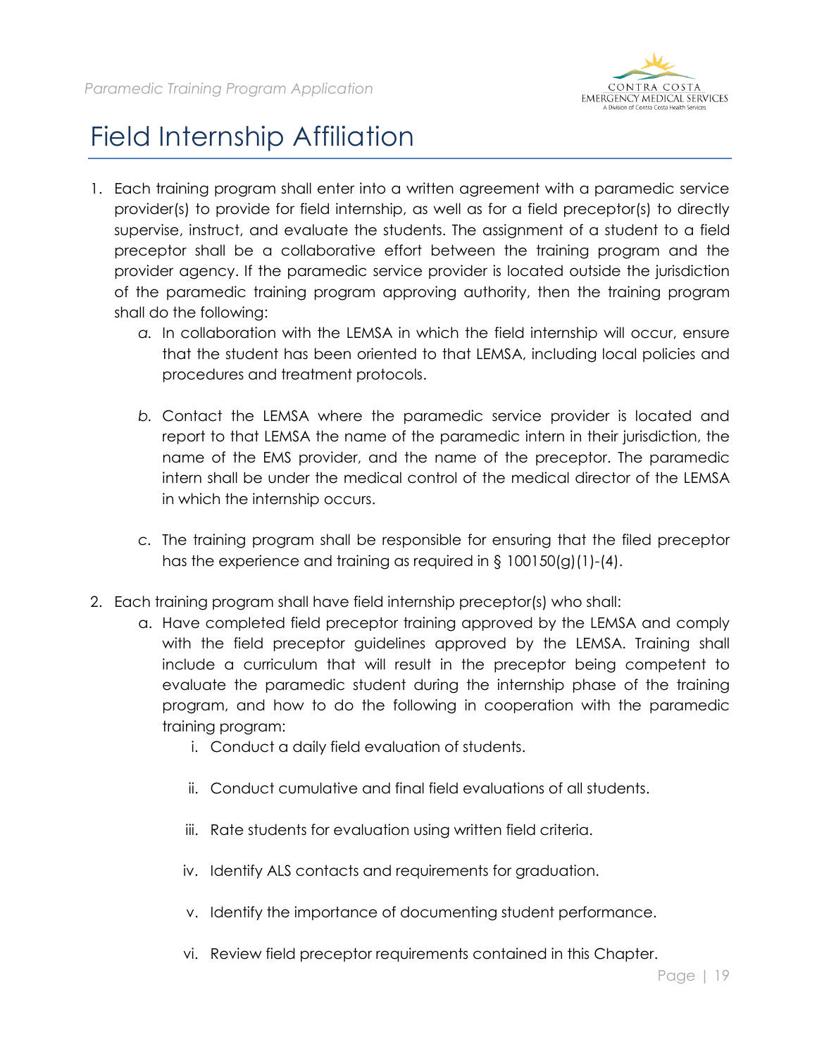# Field Internship Affiliation

1. Each training program shall enter into a written agreement with a paramedic service provider(s) to provide for field internship, as well as for a field preceptor(s) to directly supervise, instruct, and evaluate the students. The assignment of a student to a field preceptor shall be a collaborative effort between the training program and the provider agency. If the paramedic service provider is located outside the jurisdiction of the paramedic training program approving authority, then the training program shall do the following:
   a. In collaboration with the LEMSA in which the field internship will occur, ensure that the student has been oriented to that LEMSA, including local policies and procedures and treatment protocols.

   b. Contact the LEMSA where the paramedic service provider is located and report to that LEMSA the name of the paramedic intern in their jurisdiction, the name of the EMS provider, and the name of the preceptor. The paramedic intern shall be under the medical control of the medical director of the LEMSA in which the internship occurs.

   c. The training program shall be responsible for ensuring that the filed preceptor has the experience and training as required in § 100150(g)(1)-(4).

2. Each training program shall have field internship preceptor(s) who shall:
   a. Have completed field preceptor training approved by the LEMSA and comply with the field preceptor guidelines approved by the LEMSA. Training shall include a curriculum that will result in the preceptor being competent to evaluate the paramedic student during the internship phase of the training program, and how to do the following in cooperation with the paramedic training program:
      i. Conduct a daily field evaluation of students.

      ii. Conduct cumulative and final field evaluations of all students.

      iii. Rate students for evaluation using written field criteria.

      iv. Identify ALS contacts and requirements for graduation.

      v. Identify the importance of documenting student performance.

      vi. Review field preceptor requirements contained in this Chapter.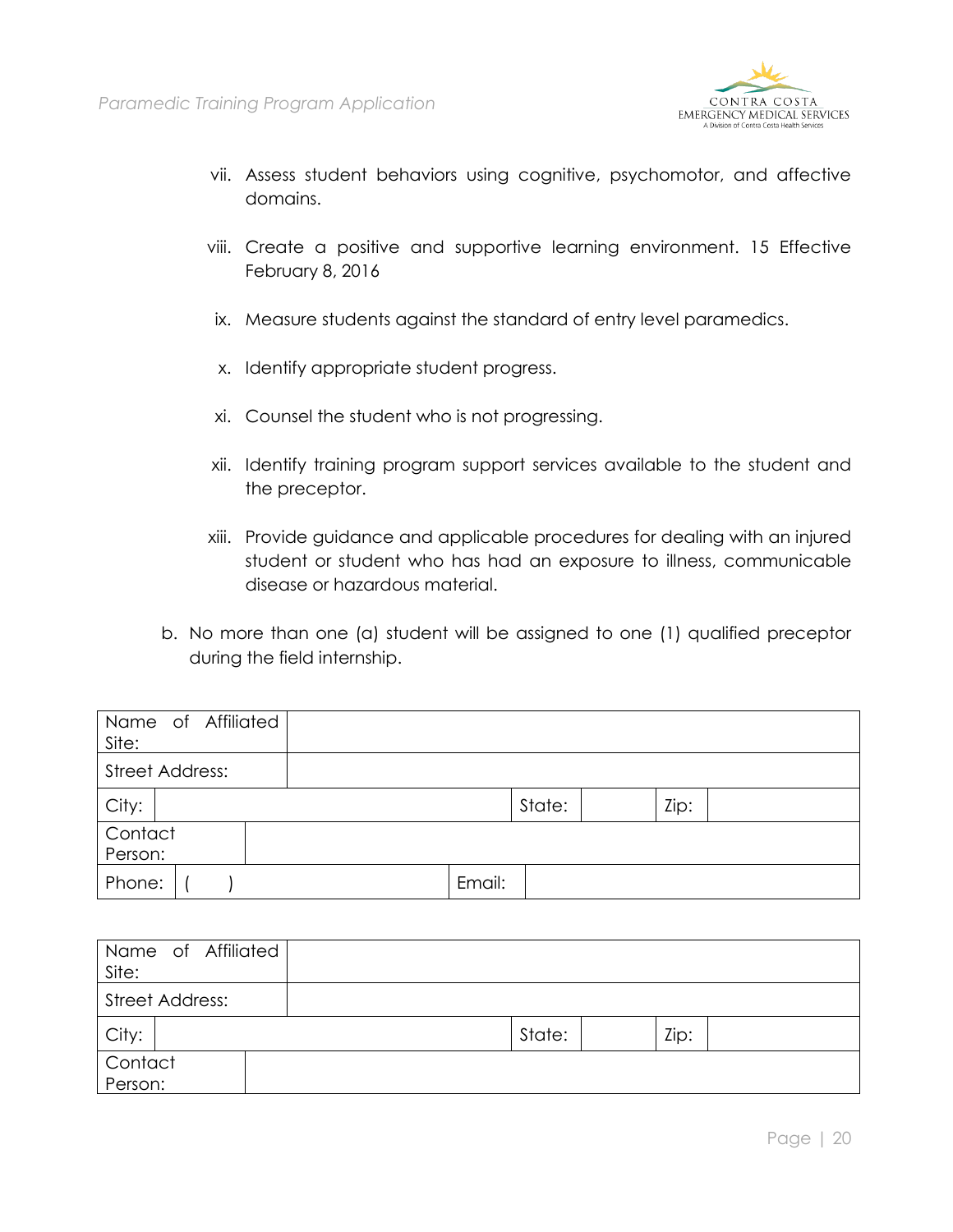vii. Assess student behaviors using cognitive, psychomotor, and affective domains.

viii. Create a positive and supportive learning environment. 15 Effective February 8, 2016

ix. Measure students against the standard of entry level paramedics.

x. Identify appropriate student progress.

xi. Counsel the student who is not progressing.

xii. Identify training program support services available to the student and the preceptor.

xiii. Provide guidance and applicable procedures for dealing with an injured student or student who has had an exposure to illness, communicable disease or hazardous material.

b. No more than one (a) student will be assigned to one (1) qualified preceptor during the field internship.

| Name of Affiliated Site: | | | |
|---|---|---|---|
| Street Address: | | | |
| City: | | State: | Zip: |
| Contact Person: | | | |
| Phone: | (     ) | Email: | |

| Name of Affiliated Site: | | | |
|---|---|---|---|
| Street Address: | | | |
| City: | | State: | Zip: |
| Contact Person: | | | |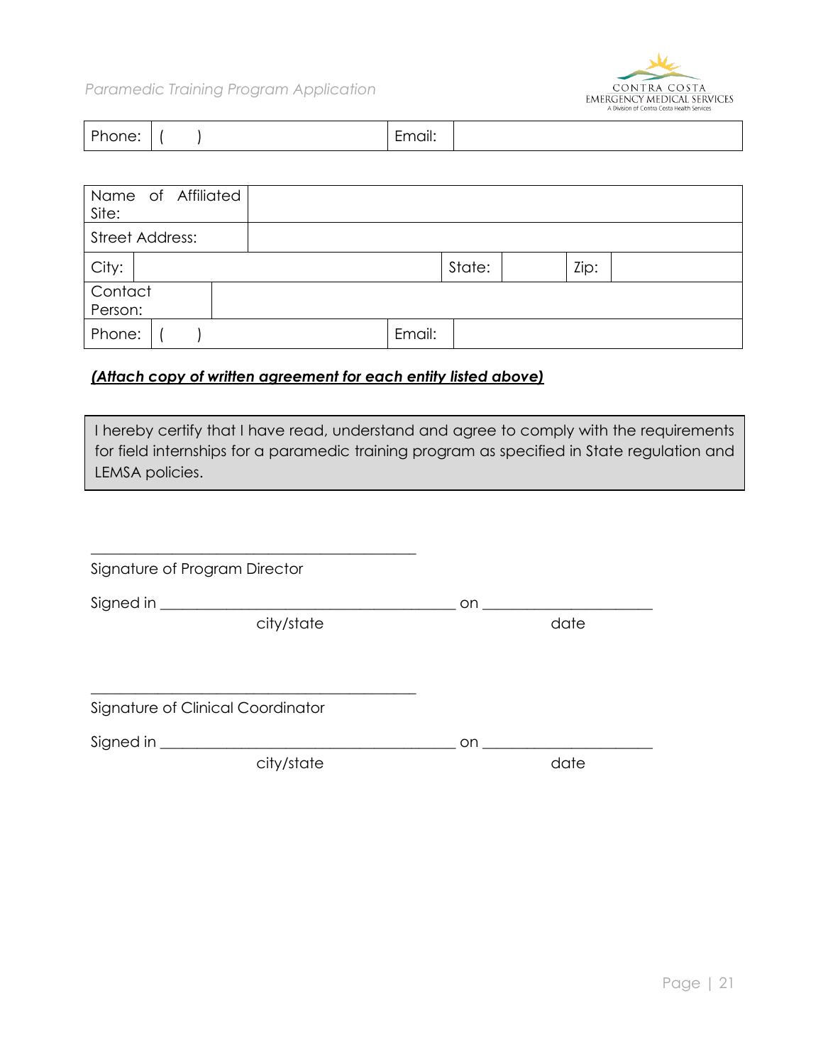| Phone: | (     ) | Email: | |
|---|---|---|---|

| Name of Affiliated Site: | | | | | |
|---|---|---|---|---|---|
| Street Address: | | | | | |
| City: | | State: | | Zip: | |
| Contact Person: | | | | | |
| Phone: | (     ) | Email: | | | |

***(Attach copy of written agreement for each entity listed above)***

| I hereby certify that I have read, understand and agree to comply with the requirements for field internships for a paramedic training program as specified in State regulation and LEMSA policies. |
|---|

_____________________________________________

Signature of Program Director

Signed in ________________________________________ on ______________________

city/state                                                                                    date

_____________________________________________

Signature of Clinical Coordinator

Signed in ________________________________________ on ______________________

city/state                                                                                    date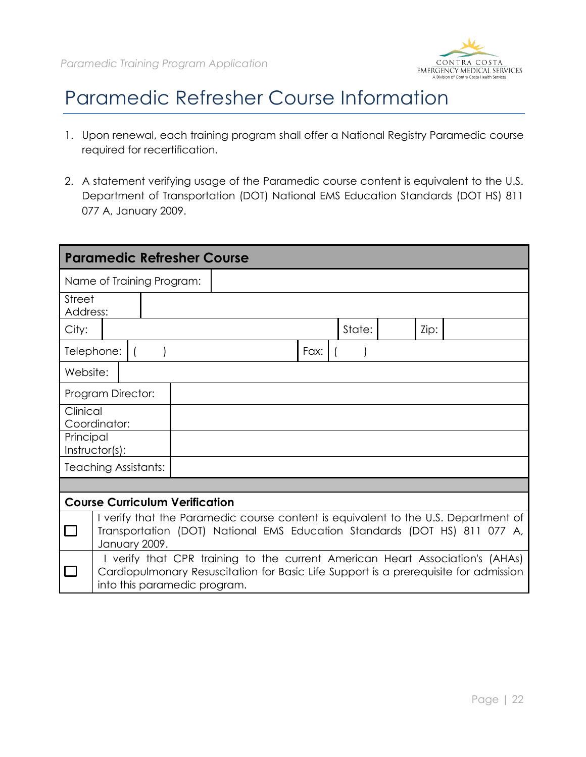# Paramedic Refresher Course Information

1. Upon renewal, each training program shall offer a National Registry Paramedic course required for recertification.

2. A statement verifying usage of the Paramedic course content is equivalent to the U.S. Department of Transportation (DOT) National EMS Education Standards (DOT HS) 811 077 A, January 2009.

| **Paramedic Refresher Course** | | | | | |
|---|---|---|---|---|---|
| Name of Training Program: | | | | | |
| Street Address: | | | | | |
| City: | | State: | | Zip: | |
| Telephone: | (    ) | Fax: | (    ) | | |
| Website: | | | | | |
| Program Director: | | | | | |
| Clinical Coordinator: | | | | | |
| Principal Instructor(s): | | | | | |
| Teaching Assistants: | | | | | |

| **Course Curriculum Verification** | |
|---|---|
| ☐ | I verify that the Paramedic course content is equivalent to the U.S. Department of Transportation (DOT) National EMS Education Standards (DOT HS) 811 077 A, January 2009. |
| ☐ | I verify that CPR training to the current American Heart Association's (AHAs) Cardiopulmonary Resuscitation for Basic Life Support is a prerequisite for admission into this paramedic program. |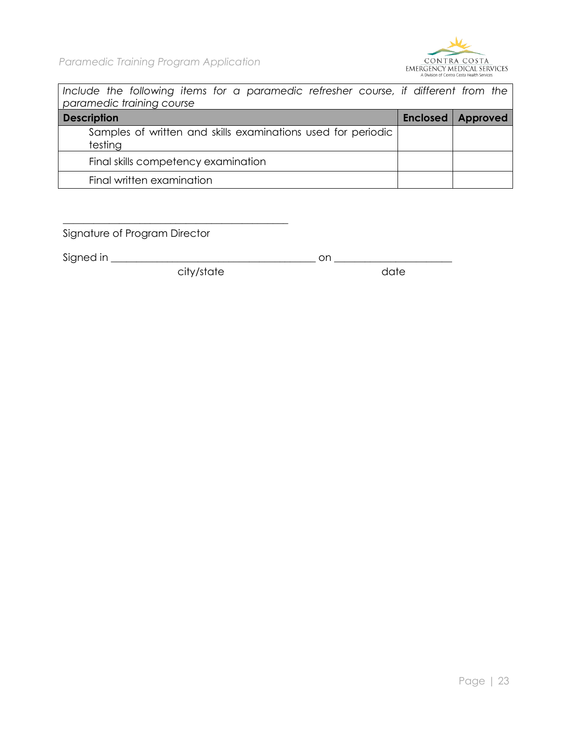| *Include the following items for a paramedic refresher course, if different from the paramedic training course* | | |
|---|---|---|
| **Description** | **Enclosed** | **Approved** |
| Samples of written and skills examinations used for periodic testing | | |
| Final skills competency examination | | |
| Final written examination | | |

_____________________________________________

Signature of Program Director

Signed in ________________________________________ on _______________________

city/state date